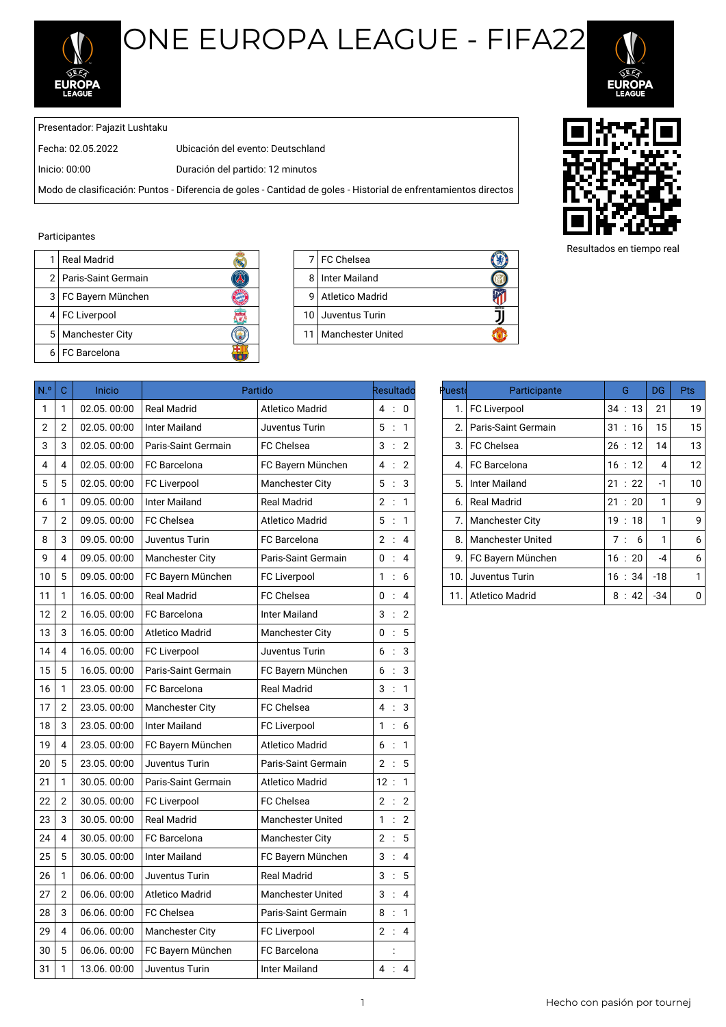# ONE EUROPA LEAGUE - FIFA22

| | |
|---|---|
| Presentador: Pajazit Lushtaku | |
| Fecha: 02.05.2022 | Ubicación del evento: Deutschland |
| Inicio: 00:00 | Duración del partido: 12 minutos |
| Modo de clasificación: Puntos - Diferencia de goles - Cantidad de goles - Historial de enfrentamientos directos | |

Resultados en tiempo real

Participantes

| | |
|---|---|
| 1 | Real Madrid |
| 2 | Paris-Saint Germain |
| 3 | FC Bayern München |
| 4 | FC Liverpool |
| 5 | Manchester City |
| 6 | FC Barcelona |
| 7 | FC Chelsea |
| 8 | Inter Mailand |
| 9 | Atletico Madrid |
| 10 | Juventus Turin |
| 11 | Manchester United |

| N.º | C | Inicio | Partido | | Resultado |
|---|---|---|---|---|---|
| 1 | 1 | 02.05. 00:00 | Real Madrid | Atletico Madrid | 4 : 0 |
| 2 | 2 | 02.05. 00:00 | Inter Mailand | Juventus Turin | 5 : 1 |
| 3 | 3 | 02.05. 00:00 | Paris-Saint Germain | FC Chelsea | 3 : 2 |
| 4 | 4 | 02.05. 00:00 | FC Barcelona | FC Bayern München | 4 : 2 |
| 5 | 5 | 02.05. 00:00 | FC Liverpool | Manchester City | 5 : 3 |
| 6 | 1 | 09.05. 00:00 | Inter Mailand | Real Madrid | 2 : 1 |
| 7 | 2 | 09.05. 00:00 | FC Chelsea | Atletico Madrid | 5 : 1 |
| 8 | 3 | 09.05. 00:00 | Juventus Turin | FC Barcelona | 2 : 4 |
| 9 | 4 | 09.05. 00:00 | Manchester City | Paris-Saint Germain | 0 : 4 |
| 10 | 5 | 09.05. 00:00 | FC Bayern München | FC Liverpool | 1 : 6 |
| 11 | 1 | 16.05. 00:00 | Real Madrid | FC Chelsea | 0 : 4 |
| 12 | 2 | 16.05. 00:00 | FC Barcelona | Inter Mailand | 3 : 2 |
| 13 | 3 | 16.05. 00:00 | Atletico Madrid | Manchester City | 0 : 5 |
| 14 | 4 | 16.05. 00:00 | FC Liverpool | Juventus Turin | 6 : 3 |
| 15 | 5 | 16.05. 00:00 | Paris-Saint Germain | FC Bayern München | 6 : 3 |
| 16 | 1 | 23.05. 00:00 | FC Barcelona | Real Madrid | 3 : 1 |
| 17 | 2 | 23.05. 00:00 | Manchester City | FC Chelsea | 4 : 3 |
| 18 | 3 | 23.05. 00:00 | Inter Mailand | FC Liverpool | 1 : 6 |
| 19 | 4 | 23.05. 00:00 | FC Bayern München | Atletico Madrid | 6 : 1 |
| 20 | 5 | 23.05. 00:00 | Juventus Turin | Paris-Saint Germain | 2 : 5 |
| 21 | 1 | 30.05. 00:00 | Paris-Saint Germain | Atletico Madrid | 12 : 1 |
| 22 | 2 | 30.05. 00:00 | FC Liverpool | FC Chelsea | 2 : 2 |
| 23 | 3 | 30.05. 00:00 | Real Madrid | Manchester United | 1 : 2 |
| 24 | 4 | 30.05. 00:00 | FC Barcelona | Manchester City | 2 : 5 |
| 25 | 5 | 30.05. 00:00 | Inter Mailand | FC Bayern München | 3 : 4 |
| 26 | 1 | 06.06. 00:00 | Juventus Turin | Real Madrid | 3 : 5 |
| 27 | 2 | 06.06. 00:00 | Atletico Madrid | Manchester United | 3 : 4 |
| 28 | 3 | 06.06. 00:00 | FC Chelsea | Paris-Saint Germain | 8 : 1 |
| 29 | 4 | 06.06. 00:00 | Manchester City | FC Liverpool | 2 : 4 |
| 30 | 5 | 06.06. 00:00 | FC Bayern München | FC Barcelona | : |
| 31 | 1 | 13.06. 00:00 | Juventus Turin | Inter Mailand | 4 : 4 |

| Puesto | Participante | G | DG | Pts |
|---|---|---|---|---|
| 1. | FC Liverpool | 34 : 13 | 21 | 19 |
| 2. | Paris-Saint Germain | 31 : 16 | 15 | 15 |
| 3. | FC Chelsea | 26 : 12 | 14 | 13 |
| 4. | FC Barcelona | 16 : 12 | 4 | 12 |
| 5. | Inter Mailand | 21 : 22 | -1 | 10 |
| 6. | Real Madrid | 21 : 20 | 1 | 9 |
| 7. | Manchester City | 19 : 18 | 1 | 9 |
| 8. | Manchester United | 7 : 6 | 1 | 6 |
| 9. | FC Bayern München | 16 : 20 | -4 | 6 |
| 10. | Juventus Turin | 16 : 34 | -18 | 1 |
| 11. | Atletico Madrid | 8 : 42 | -34 | 0 |

Hecho con pasión por tournej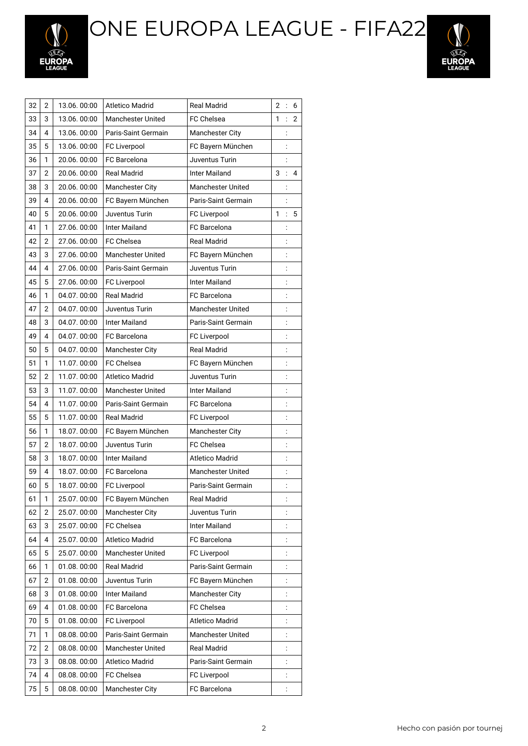# ONE EUROPA LEAGUE - FIFA22

| 32 | 2 | 13.06. 00:00 | Atletico Madrid | Real Madrid | 2 : 6 |
|---|---|---|---|---|---|
| 33 | 3 | 13.06. 00:00 | Manchester United | FC Chelsea | 1 : 2 |
| 34 | 4 | 13.06. 00:00 | Paris-Saint Germain | Manchester City | : |
| 35 | 5 | 13.06. 00:00 | FC Liverpool | FC Bayern München | : |
| 36 | 1 | 20.06. 00:00 | FC Barcelona | Juventus Turin | : |
| 37 | 2 | 20.06. 00:00 | Real Madrid | Inter Mailand | 3 : 4 |
| 38 | 3 | 20.06. 00:00 | Manchester City | Manchester United | : |
| 39 | 4 | 20.06. 00:00 | FC Bayern München | Paris-Saint Germain | : |
| 40 | 5 | 20.06. 00:00 | Juventus Turin | FC Liverpool | 1 : 5 |
| 41 | 1 | 27.06. 00:00 | Inter Mailand | FC Barcelona | : |
| 42 | 2 | 27.06. 00:00 | FC Chelsea | Real Madrid | : |
| 43 | 3 | 27.06. 00:00 | Manchester United | FC Bayern München | : |
| 44 | 4 | 27.06. 00:00 | Paris-Saint Germain | Juventus Turin | : |
| 45 | 5 | 27.06. 00:00 | FC Liverpool | Inter Mailand | : |
| 46 | 1 | 04.07. 00:00 | Real Madrid | FC Barcelona | : |
| 47 | 2 | 04.07. 00:00 | Juventus Turin | Manchester United | : |
| 48 | 3 | 04.07. 00:00 | Inter Mailand | Paris-Saint Germain | : |
| 49 | 4 | 04.07. 00:00 | FC Barcelona | FC Liverpool | : |
| 50 | 5 | 04.07. 00:00 | Manchester City | Real Madrid | : |
| 51 | 1 | 11.07. 00:00 | FC Chelsea | FC Bayern München | : |
| 52 | 2 | 11.07. 00:00 | Atletico Madrid | Juventus Turin | : |
| 53 | 3 | 11.07. 00:00 | Manchester United | Inter Mailand | : |
| 54 | 4 | 11.07. 00:00 | Paris-Saint Germain | FC Barcelona | : |
| 55 | 5 | 11.07. 00:00 | Real Madrid | FC Liverpool | : |
| 56 | 1 | 18.07. 00:00 | FC Bayern München | Manchester City | : |
| 57 | 2 | 18.07. 00:00 | Juventus Turin | FC Chelsea | : |
| 58 | 3 | 18.07. 00:00 | Inter Mailand | Atletico Madrid | : |
| 59 | 4 | 18.07. 00:00 | FC Barcelona | Manchester United | : |
| 60 | 5 | 18.07. 00:00 | FC Liverpool | Paris-Saint Germain | : |
| 61 | 1 | 25.07. 00:00 | FC Bayern München | Real Madrid | : |
| 62 | 2 | 25.07. 00:00 | Manchester City | Juventus Turin | : |
| 63 | 3 | 25.07. 00:00 | FC Chelsea | Inter Mailand | : |
| 64 | 4 | 25.07. 00:00 | Atletico Madrid | FC Barcelona | : |
| 65 | 5 | 25.07. 00:00 | Manchester United | FC Liverpool | : |
| 66 | 1 | 01.08. 00:00 | Real Madrid | Paris-Saint Germain | : |
| 67 | 2 | 01.08. 00:00 | Juventus Turin | FC Bayern München | : |
| 68 | 3 | 01.08. 00:00 | Inter Mailand | Manchester City | : |
| 69 | 4 | 01.08. 00:00 | FC Barcelona | FC Chelsea | : |
| 70 | 5 | 01.08. 00:00 | FC Liverpool | Atletico Madrid | : |
| 71 | 1 | 08.08. 00:00 | Paris-Saint Germain | Manchester United | : |
| 72 | 2 | 08.08. 00:00 | Manchester United | Real Madrid | : |
| 73 | 3 | 08.08. 00:00 | Atletico Madrid | Paris-Saint Germain | : |
| 74 | 4 | 08.08. 00:00 | FC Chelsea | FC Liverpool | : |
| 75 | 5 | 08.08. 00:00 | Manchester City | FC Barcelona | : |

Hecho con pasión por tournej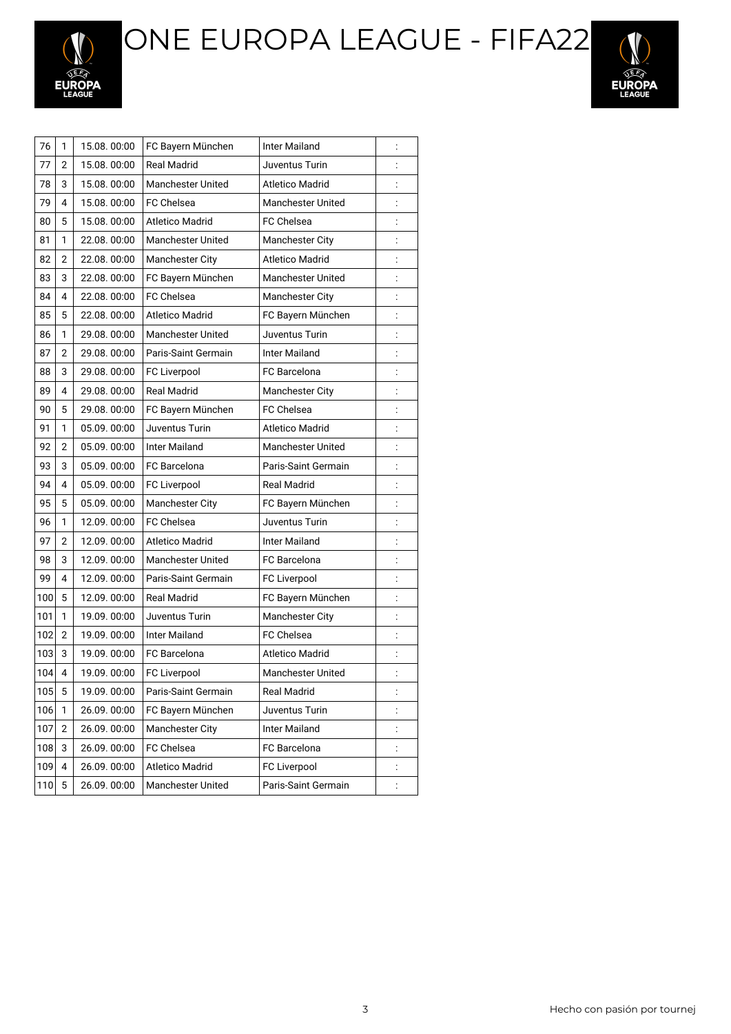# ONE EUROPA LEAGUE - FIFA22

| | | | | | |
|---|---|---|---|---|---|
| 76 | 1 | 15.08. 00:00 | FC Bayern München | Inter Mailand | : |
| 77 | 2 | 15.08. 00:00 | Real Madrid | Juventus Turin | : |
| 78 | 3 | 15.08. 00:00 | Manchester United | Atletico Madrid | : |
| 79 | 4 | 15.08. 00:00 | FC Chelsea | Manchester United | : |
| 80 | 5 | 15.08. 00:00 | Atletico Madrid | FC Chelsea | : |
| 81 | 1 | 22.08. 00:00 | Manchester United | Manchester City | : |
| 82 | 2 | 22.08. 00:00 | Manchester City | Atletico Madrid | : |
| 83 | 3 | 22.08. 00:00 | FC Bayern München | Manchester United | : |
| 84 | 4 | 22.08. 00:00 | FC Chelsea | Manchester City | : |
| 85 | 5 | 22.08. 00:00 | Atletico Madrid | FC Bayern München | : |
| 86 | 1 | 29.08. 00:00 | Manchester United | Juventus Turin | : |
| 87 | 2 | 29.08. 00:00 | Paris-Saint Germain | Inter Mailand | : |
| 88 | 3 | 29.08. 00:00 | FC Liverpool | FC Barcelona | : |
| 89 | 4 | 29.08. 00:00 | Real Madrid | Manchester City | : |
| 90 | 5 | 29.08. 00:00 | FC Bayern München | FC Chelsea | : |
| 91 | 1 | 05.09. 00:00 | Juventus Turin | Atletico Madrid | : |
| 92 | 2 | 05.09. 00:00 | Inter Mailand | Manchester United | : |
| 93 | 3 | 05.09. 00:00 | FC Barcelona | Paris-Saint Germain | : |
| 94 | 4 | 05.09. 00:00 | FC Liverpool | Real Madrid | : |
| 95 | 5 | 05.09. 00:00 | Manchester City | FC Bayern München | : |
| 96 | 1 | 12.09. 00:00 | FC Chelsea | Juventus Turin | : |
| 97 | 2 | 12.09. 00:00 | Atletico Madrid | Inter Mailand | : |
| 98 | 3 | 12.09. 00:00 | Manchester United | FC Barcelona | : |
| 99 | 4 | 12.09. 00:00 | Paris-Saint Germain | FC Liverpool | : |
| 100 | 5 | 12.09. 00:00 | Real Madrid | FC Bayern München | : |
| 101 | 1 | 19.09. 00:00 | Juventus Turin | Manchester City | : |
| 102 | 2 | 19.09. 00:00 | Inter Mailand | FC Chelsea | : |
| 103 | 3 | 19.09. 00:00 | FC Barcelona | Atletico Madrid | : |
| 104 | 4 | 19.09. 00:00 | FC Liverpool | Manchester United | : |
| 105 | 5 | 19.09. 00:00 | Paris-Saint Germain | Real Madrid | : |
| 106 | 1 | 26.09. 00:00 | FC Bayern München | Juventus Turin | : |
| 107 | 2 | 26.09. 00:00 | Manchester City | Inter Mailand | : |
| 108 | 3 | 26.09. 00:00 | FC Chelsea | FC Barcelona | : |
| 109 | 4 | 26.09. 00:00 | Atletico Madrid | FC Liverpool | : |
| 110 | 5 | 26.09. 00:00 | Manchester United | Paris-Saint Germain | : |

Hecho con pasión por tournej